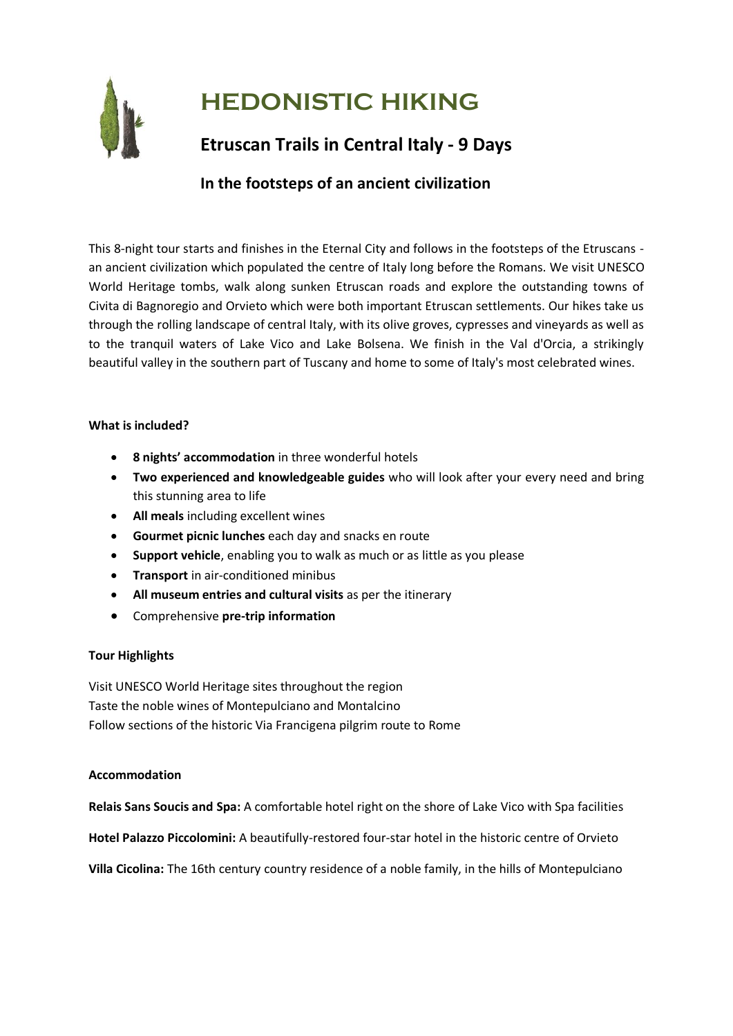# HEDONISTIC HIKING

## Etruscan Trails in Central Italy - 9 Days

### In the footsteps of an ancient civilization

This 8-night tour starts and finishes in the Eternal City and follows in the footsteps of the Etruscans - an ancient civilization which populated the centre of Italy long before the Romans. We visit UNESCO World Heritage tombs, walk along sunken Etruscan roads and explore the outstanding towns of Civita di Bagnoregio and Orvieto which were both important Etruscan settlements. Our hikes take us through the rolling landscape of central Italy, with its olive groves, cypresses and vineyards as well as to the tranquil waters of Lake Vico and Lake Bolsena. We finish in the Val d'Orcia, a strikingly beautiful valley in the southern part of Tuscany and home to some of Italy's most celebrated wines.

**What is included?**

- **8 nights' accommodation** in three wonderful hotels
- **Two experienced and knowledgeable guides** who will look after your every need and bring this stunning area to life
- **All meals** including excellent wines
- **Gourmet picnic lunches** each day and snacks en route
- **Support vehicle**, enabling you to walk as much or as little as you please
- **Transport** in air-conditioned minibus
- **All museum entries and cultural visits** as per the itinerary
- Comprehensive **pre-trip information**

**Tour Highlights**

Visit UNESCO World Heritage sites throughout the region
Taste the noble wines of Montepulciano and Montalcino
Follow sections of the historic Via Francigena pilgrim route to Rome

**Accommodation**

**Relais Sans Soucis and Spa:** A comfortable hotel right on the shore of Lake Vico with Spa facilities

**Hotel Palazzo Piccolomini:** A beautifully-restored four-star hotel in the historic centre of Orvieto

**Villa Cicolina:** The 16th century country residence of a noble family, in the hills of Montepulciano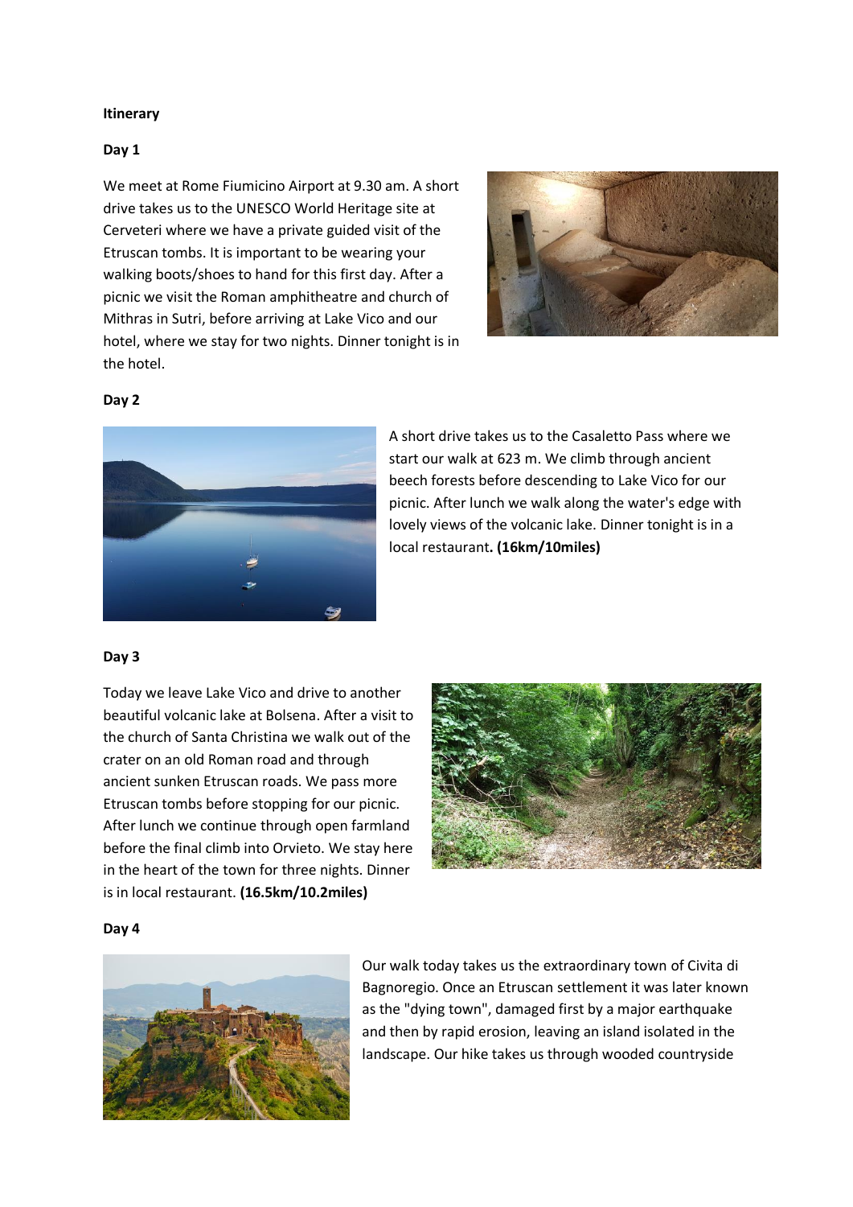**Itinerary**

**Day 1**

We meet at Rome Fiumicino Airport at 9.30 am. A short drive takes us to the UNESCO World Heritage site at Cerveteri where we have a private guided visit of the Etruscan tombs. It is important to be wearing your walking boots/shoes to hand for this first day. After a picnic we visit the Roman amphitheatre and church of Mithras in Sutri, before arriving at Lake Vico and our hotel, where we stay for two nights. Dinner tonight is in the hotel.

**Day 2**

A short drive takes us to the Casaletto Pass where we start our walk at 623 m. We climb through ancient beech forests before descending to Lake Vico for our picnic. After lunch we walk along the water's edge with lovely views of the volcanic lake. Dinner tonight is in a local restaurant**. (16km/10miles)**

**Day 3**

Today we leave Lake Vico and drive to another beautiful volcanic lake at Bolsena. After a visit to the church of Santa Christina we walk out of the crater on an old Roman road and through ancient sunken Etruscan roads. We pass more Etruscan tombs before stopping for our picnic. After lunch we continue through open farmland before the final climb into Orvieto. We stay here in the heart of the town for three nights. Dinner is in local restaurant. **(16.5km/10.2miles)**

**Day 4**

Our walk today takes us the extraordinary town of Civita di Bagnoregio. Once an Etruscan settlement it was later known as the "dying town", damaged first by a major earthquake and then by rapid erosion, leaving an island isolated in the landscape. Our hike takes us through wooded countryside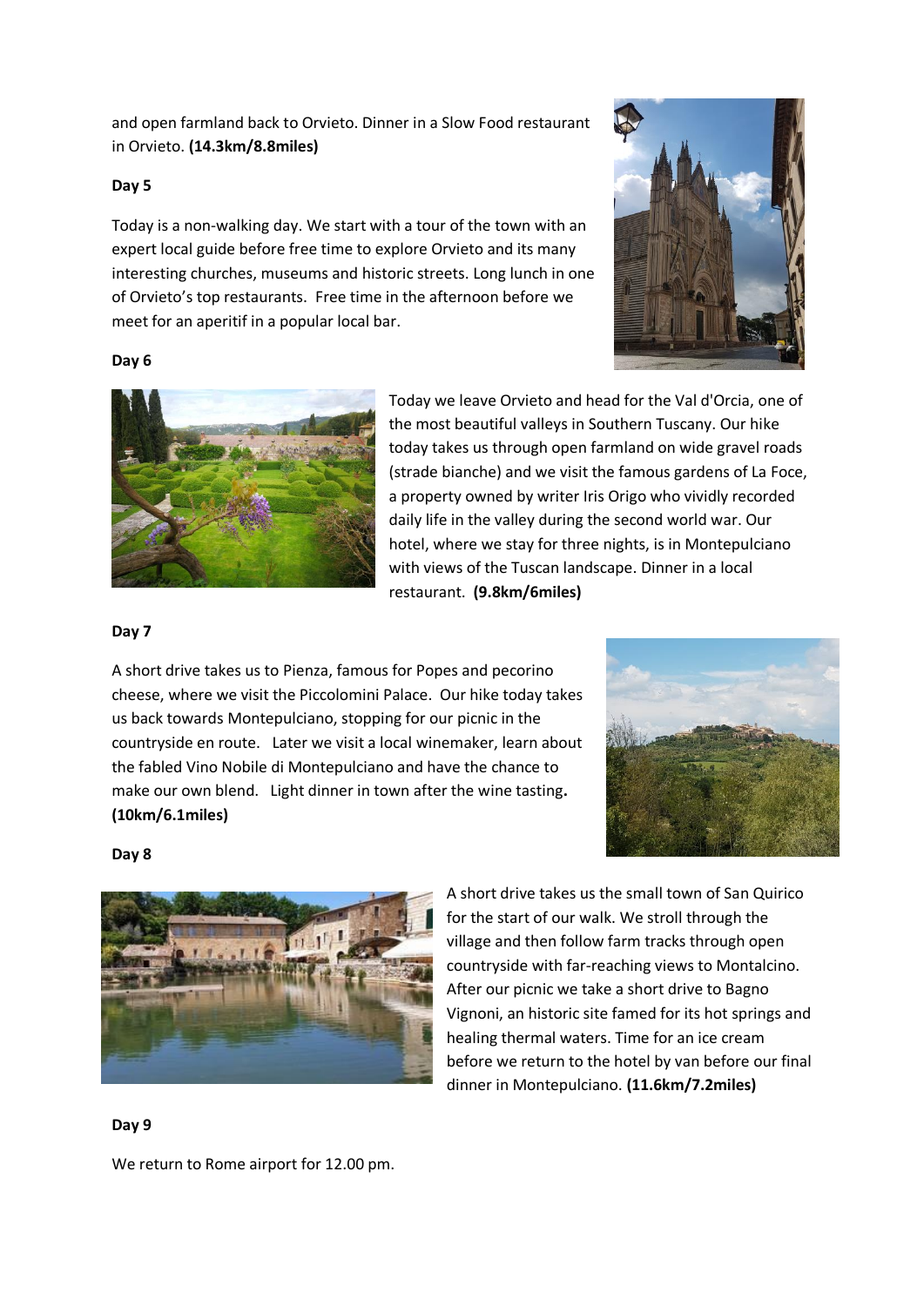and open farmland back to Orvieto. Dinner in a Slow Food restaurant in Orvieto. **(14.3km/8.8miles)**

**Day 5**

Today is a non-walking day. We start with a tour of the town with an expert local guide before free time to explore Orvieto and its many interesting churches, museums and historic streets. Long lunch in one of Orvieto's top restaurants. Free time in the afternoon before we meet for an aperitif in a popular local bar.

**Day 6**

Today we leave Orvieto and head for the Val d'Orcia, one of the most beautiful valleys in Southern Tuscany. Our hike today takes us through open farmland on wide gravel roads (strade bianche) and we visit the famous gardens of La Foce, a property owned by writer Iris Origo who vividly recorded daily life in the valley during the second world war. Our hotel, where we stay for three nights, is in Montepulciano with views of the Tuscan landscape. Dinner in a local restaurant. **(9.8km/6miles)**

**Day 7**

A short drive takes us to Pienza, famous for Popes and pecorino cheese, where we visit the Piccolomini Palace. Our hike today takes us back towards Montepulciano, stopping for our picnic in the countryside en route. Later we visit a local winemaker, learn about the fabled Vino Nobile di Montepulciano and have the chance to make our own blend. Light dinner in town after the wine tasting. **(10km/6.1miles)**

**Day 8**

A short drive takes us the small town of San Quirico for the start of our walk. We stroll through the village and then follow farm tracks through open countryside with far-reaching views to Montalcino. After our picnic we take a short drive to Bagno Vignoni, an historic site famed for its hot springs and healing thermal waters. Time for an ice cream before we return to the hotel by van before our final dinner in Montepulciano. **(11.6km/7.2miles)**

**Day 9**

We return to Rome airport for 12.00 pm.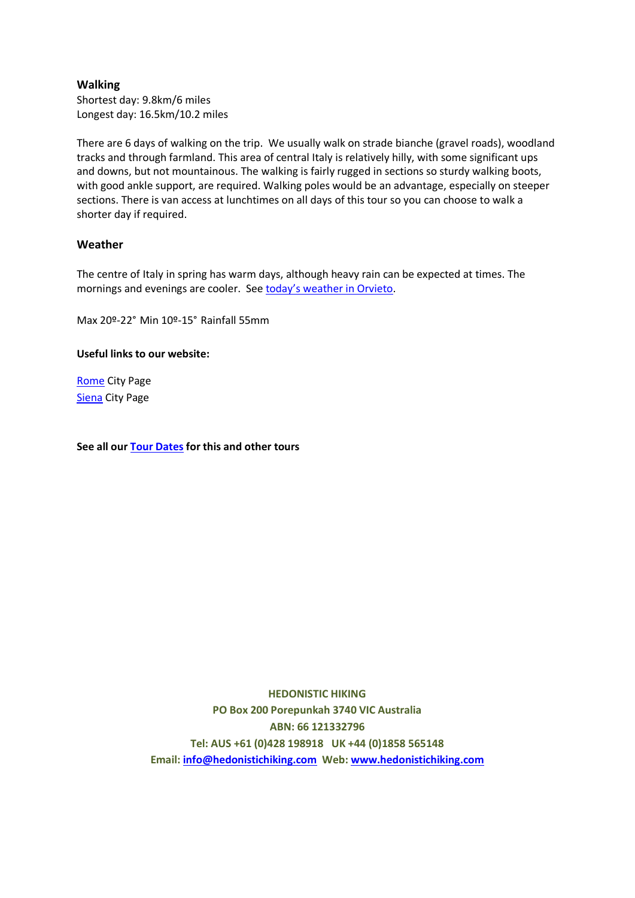## Walking

Shortest day: 9.8km/6 miles
Longest day: 16.5km/10.2 miles

There are 6 days of walking on the trip. We usually walk on strade bianche (gravel roads), woodland tracks and through farmland. This area of central Italy is relatively hilly, with some significant ups and downs, but not mountainous. The walking is fairly rugged in sections so sturdy walking boots, with good ankle support, are required. Walking poles would be an advantage, especially on steeper sections. There is van access at lunchtimes on all days of this tour so you can choose to walk a shorter day if required.

## Weather

The centre of Italy in spring has warm days, although heavy rain can be expected at times. The mornings and evenings are cooler. See today's weather in Orvieto.

Max 20º-22° Min 10º-15° Rainfall 55mm

**Useful links to our website:**

Rome City Page
Siena City Page

**See all our Tour Dates for this and other tours**

**HEDONISTIC HIKING**
**PO Box 200 Porepunkah 3740 VIC Australia**
**ABN: 66 121332796**
**Tel: AUS +61 (0)428 198918 UK +44 (0)1858 565148**
**Email: info@hedonistichiking.com Web: www.hedonistichiking.com**